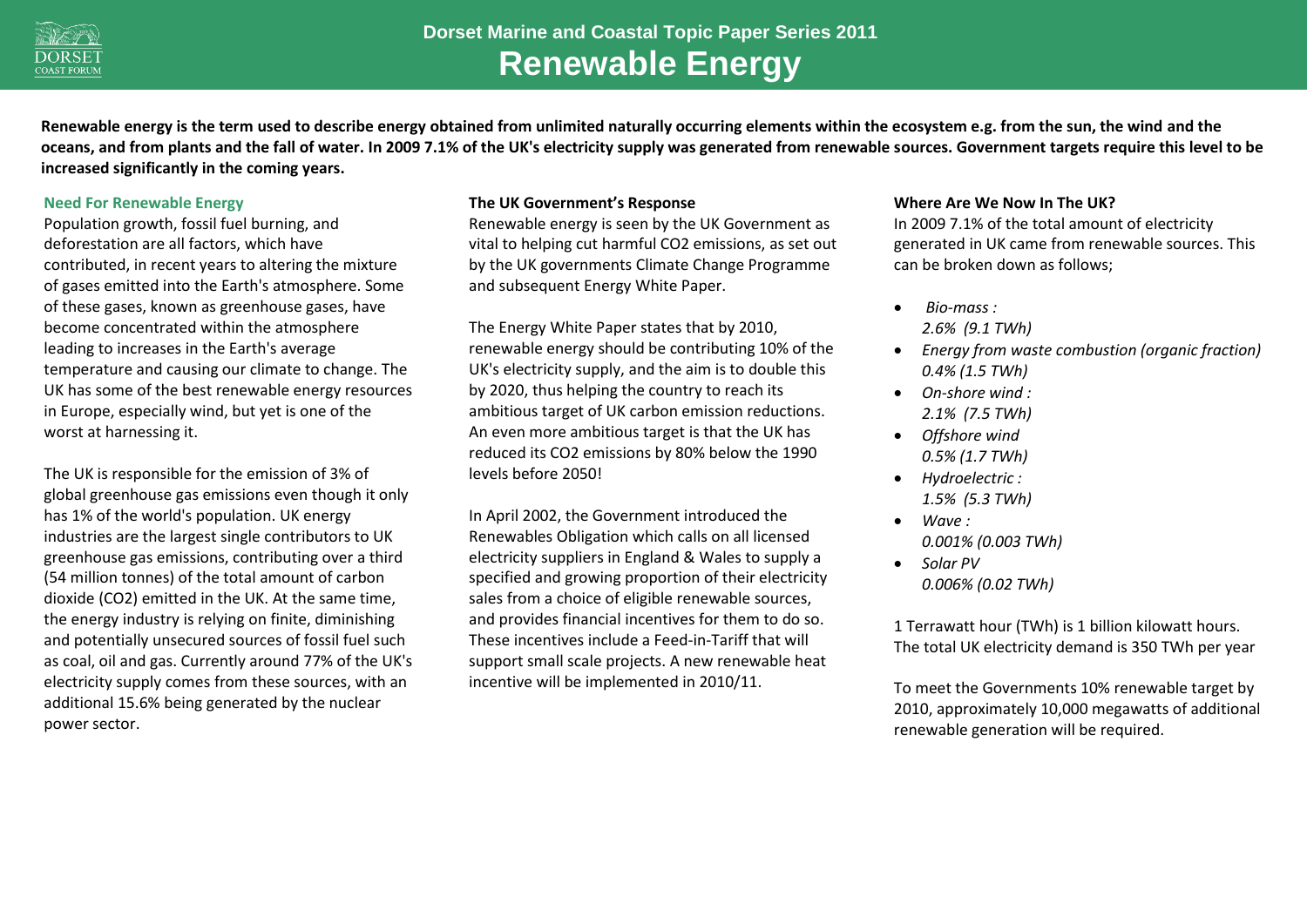# Dorset Marine and Coastal Topic Paper Series 2011

# Renewable Energy

**Renewable energy is the term used to describe energy obtained from unlimited naturally occurring elements within the ecosystem e.g. from the sun, the wind and the oceans, and from plants and the fall of water. In 2009 7.1% of the UK's electricity supply was generated from renewable sources. Government targets require this level to be increased significantly in the coming years.**

## Need For Renewable Energy

Population growth, fossil fuel burning, and deforestation are all factors, which have contributed, in recent years to altering the mixture of gases emitted into the Earth's atmosphere. Some of these gases, known as greenhouse gases, have become concentrated within the atmosphere leading to increases in the Earth's average temperature and causing our climate to change. The UK has some of the best renewable energy resources in Europe, especially wind, but yet is one of the worst at harnessing it.

The UK is responsible for the emission of 3% of global greenhouse gas emissions even though it only has 1% of the world's population. UK energy industries are the largest single contributors to UK greenhouse gas emissions, contributing over a third (54 million tonnes) of the total amount of carbon dioxide ($CO_2$) emitted in the UK. At the same time, the energy industry is relying on finite, diminishing and potentially unsecured sources of fossil fuel such as coal, oil and gas. Currently around 77% of the UK's electricity supply comes from these sources, with an additional 15.6% being generated by the nuclear power sector.

## The UK Government's Response

Renewable energy is seen by the UK Government as vital to helping cut harmful $CO_2$ emissions, as set out by the UK governments Climate Change Programme and subsequent Energy White Paper.

The Energy White Paper states that by 2010, renewable energy should be contributing 10% of the UK's electricity supply, and the aim is to double this by 2020, thus helping the country to reach its ambitious target of UK carbon emission reductions. An even more ambitious target is that the UK has reduced its $CO_2$ emissions by 80% below the 1990 levels before 2050!

In April 2002, the Government introduced the Renewables Obligation which calls on all licensed electricity suppliers in England & Wales to supply a specified and growing proportion of their electricity sales from a choice of eligible renewable sources, and provides financial incentives for them to do so. These incentives include a Feed-in-Tariff that will support small scale projects. A new renewable heat incentive will be implemented in 2010/11.

## Where Are We Now In The UK?

In 2009 7.1% of the total amount of electricity generated in UK came from renewable sources. This can be broken down as follows;

- *Bio-mass :*
  *2.6% (9.1 TWh)*
- *Energy from waste combustion (organic fraction)*
  *0.4% (1.5 TWh)*
- *On-shore wind :*
  *2.1% (7.5 TWh)*
- *Offshore wind*
  *0.5% (1.7 TWh)*
- *Hydroelectric :*
  *1.5% (5.3 TWh)*
- *Wave :*
  *0.001% (0.003 TWh)*
- *Solar PV*
  *0.006% (0.02 TWh)*

1 Terrawatt hour (TWh) is 1 billion kilowatt hours. The total UK electricity demand is 350 TWh per year

To meet the Governments 10% renewable target by 2010, approximately 10,000 megawatts of additional renewable generation will be required.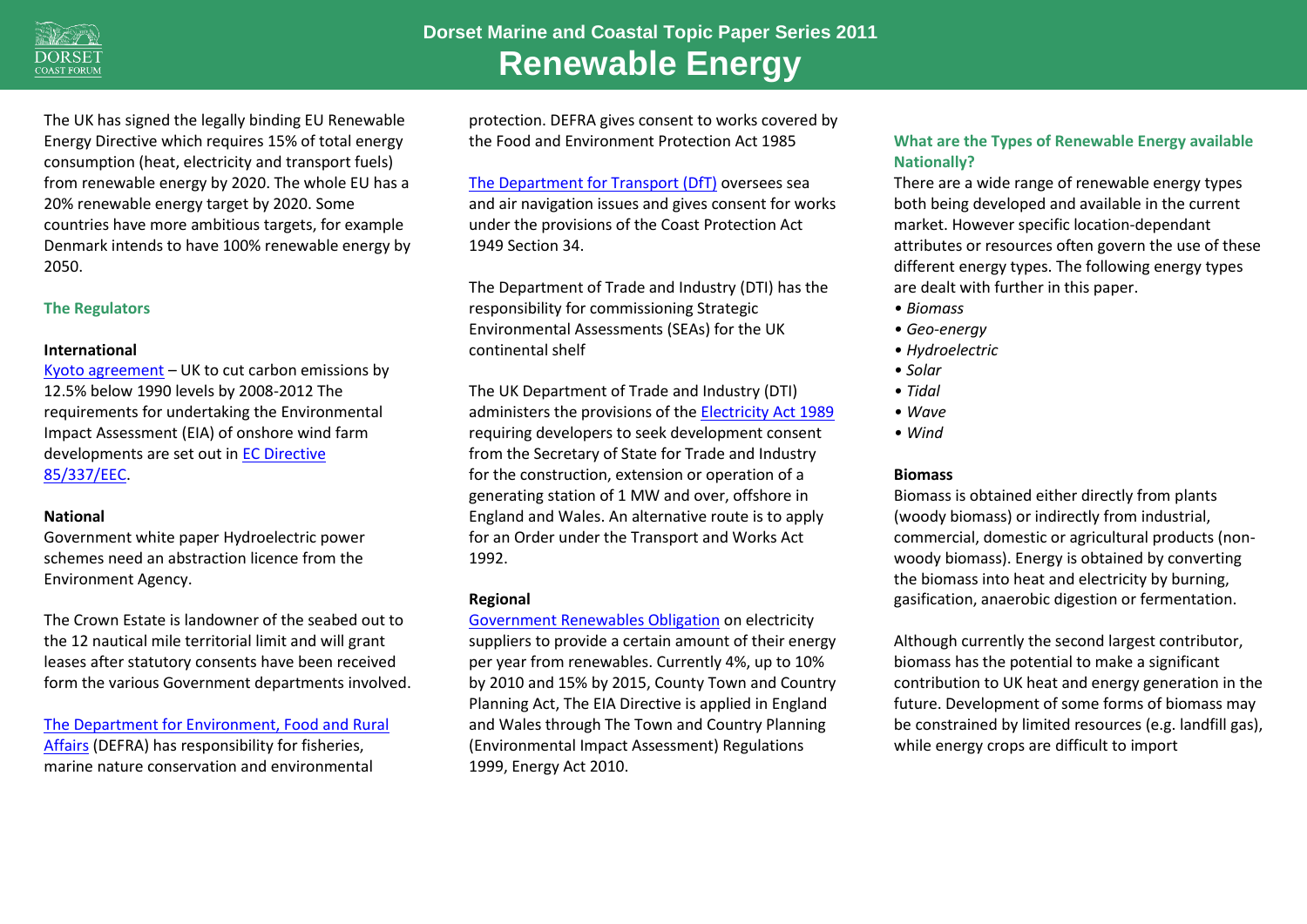The UK has signed the legally binding EU Renewable Energy Directive which requires 15% of total energy consumption (heat, electricity and transport fuels) from renewable energy by 2020. The whole EU has a 20% renewable energy target by 2020. Some countries have more ambitious targets, for example Denmark intends to have 100% renewable energy by 2050.

## The Regulators

**International**

Kyoto agreement – UK to cut carbon emissions by 12.5% below 1990 levels by 2008-2012 The requirements for undertaking the Environmental Impact Assessment (EIA) of onshore wind farm developments are set out in EC Directive 85/337/EEC.

**National**

Government white paper Hydroelectric power schemes need an abstraction licence from the Environment Agency.

The Crown Estate is landowner of the seabed out to the 12 nautical mile territorial limit and will grant leases after statutory consents have been received form the various Government departments involved.

The Department for Environment, Food and Rural Affairs (DEFRA) has responsibility for fisheries, marine nature conservation and environmental protection. DEFRA gives consent to works covered by the Food and Environment Protection Act 1985

The Department for Transport (DfT) oversees sea and air navigation issues and gives consent for works under the provisions of the Coast Protection Act 1949 Section 34.

The Department of Trade and Industry (DTI) has the responsibility for commissioning Strategic Environmental Assessments (SEAs) for the UK continental shelf

The UK Department of Trade and Industry (DTI) administers the provisions of the Electricity Act 1989 requiring developers to seek development consent from the Secretary of State for Trade and Industry for the construction, extension or operation of a generating station of 1 MW and over, offshore in England and Wales. An alternative route is to apply for an Order under the Transport and Works Act 1992.

**Regional**

Government Renewables Obligation on electricity suppliers to provide a certain amount of their energy per year from renewables. Currently 4%, up to 10% by 2010 and 15% by 2015, County Town and Country Planning Act, The EIA Directive is applied in England and Wales through The Town and Country Planning (Environmental Impact Assessment) Regulations 1999, Energy Act 2010.

## What are the Types of Renewable Energy available Nationally?

There are a wide range of renewable energy types both being developed and available in the current market. However specific location-dependant attributes or resources often govern the use of these different energy types. The following energy types are dealt with further in this paper.

- *Biomass*
- *Geo-energy*
- *Hydroelectric*
- *Solar*
- *Tidal*
- *Wave*
- *Wind*

**Biomass**

Biomass is obtained either directly from plants (woody biomass) or indirectly from industrial, commercial, domestic or agricultural products (non-woody biomass). Energy is obtained by converting the biomass into heat and electricity by burning, gasification, anaerobic digestion or fermentation.

Although currently the second largest contributor, biomass has the potential to make a significant contribution to UK heat and energy generation in the future. Development of some forms of biomass may be constrained by limited resources (e.g. landfill gas), while energy crops are difficult to import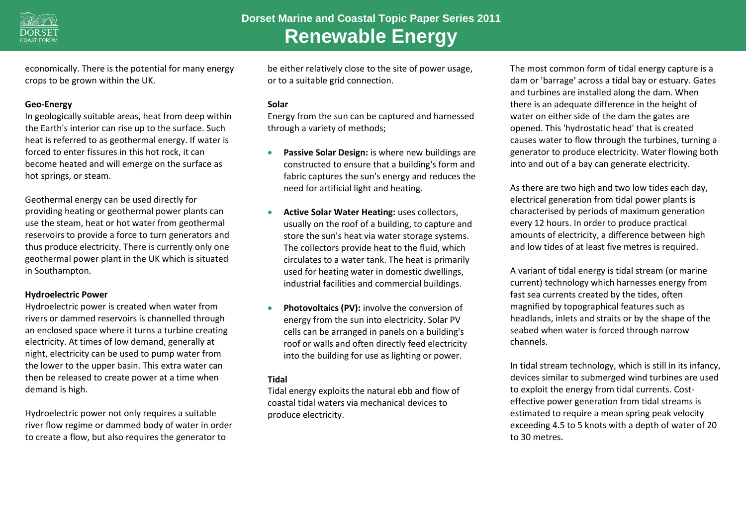economically. There is the potential for many energy crops to be grown within the UK.

**Geo-Energy**

In geologically suitable areas, heat from deep within the Earth's interior can rise up to the surface. Such heat is referred to as geothermal energy. If water is forced to enter fissures in this hot rock, it can become heated and will emerge on the surface as hot springs, or steam.

Geothermal energy can be used directly for providing heating or geothermal power plants can use the steam, heat or hot water from geothermal reservoirs to provide a force to turn generators and thus produce electricity. There is currently only one geothermal power plant in the UK which is situated in Southampton.

**Hydroelectric Power**

Hydroelectric power is created when water from rivers or dammed reservoirs is channelled through an enclosed space where it turns a turbine creating electricity. At times of low demand, generally at night, electricity can be used to pump water from the lower to the upper basin. This extra water can then be released to create power at a time when demand is high.

Hydroelectric power not only requires a suitable river flow regime or dammed body of water in order to create a flow, but also requires the generator to be either relatively close to the site of power usage, or to a suitable grid connection.

**Solar**

Energy from the sun can be captured and harnessed through a variety of methods;

- **Passive Solar Design:** is where new buildings are constructed to ensure that a building's form and fabric captures the sun's energy and reduces the need for artificial light and heating.
- **Active Solar Water Heating:** uses collectors, usually on the roof of a building, to capture and store the sun's heat via water storage systems. The collectors provide heat to the fluid, which circulates to a water tank. The heat is primarily used for heating water in domestic dwellings, industrial facilities and commercial buildings.
- **Photovoltaics (PV):** involve the conversion of energy from the sun into electricity. Solar PV cells can be arranged in panels on a building's roof or walls and often directly feed electricity into the building for use as lighting or power.

**Tidal**

Tidal energy exploits the natural ebb and flow of coastal tidal waters via mechanical devices to produce electricity.

The most common form of tidal energy capture is a dam or 'barrage' across a tidal bay or estuary. Gates and turbines are installed along the dam. When there is an adequate difference in the height of water on either side of the dam the gates are opened. This 'hydrostatic head' that is created causes water to flow through the turbines, turning a generator to produce electricity. Water flowing both into and out of a bay can generate electricity.

As there are two high and two low tides each day, electrical generation from tidal power plants is characterised by periods of maximum generation every 12 hours. In order to produce practical amounts of electricity, a difference between high and low tides of at least five metres is required.

A variant of tidal energy is tidal stream (or marine current) technology which harnesses energy from fast sea currents created by the tides, often magnified by topographical features such as headlands, inlets and straits or by the shape of the seabed when water is forced through narrow channels.

In tidal stream technology, which is still in its infancy, devices similar to submerged wind turbines are used to exploit the energy from tidal currents. Cost-effective power generation from tidal streams is estimated to require a mean spring peak velocity exceeding 4.5 to 5 knots with a depth of water of 20 to 30 metres.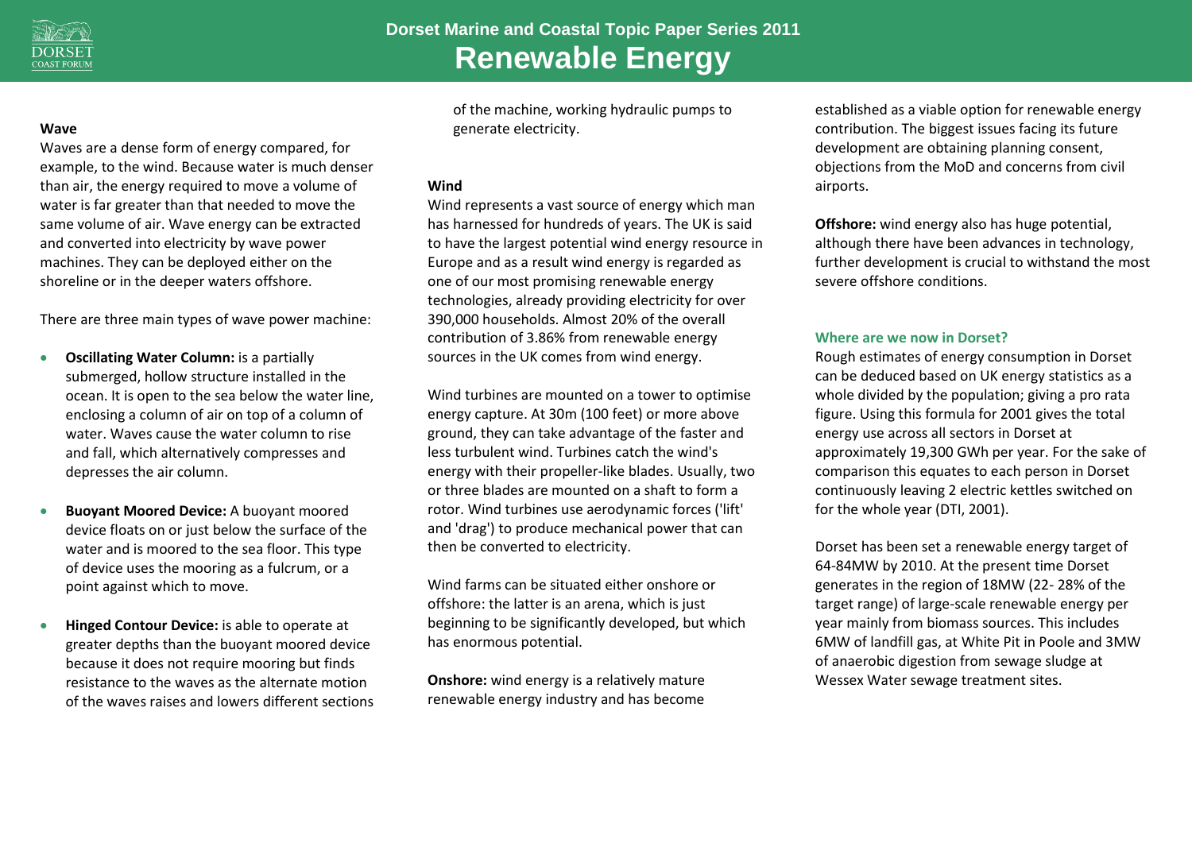### Wave

Waves are a dense form of energy compared, for example, to the wind. Because water is much denser than air, the energy required to move a volume of water is far greater than that needed to move the same volume of air. Wave energy can be extracted and converted into electricity by wave power machines. They can be deployed either on the shoreline or in the deeper waters offshore.

There are three main types of wave power machine:

- **Oscillating Water Column:** is a partially submerged, hollow structure installed in the ocean. It is open to the sea below the water line, enclosing a column of air on top of a column of water. Waves cause the water column to rise and fall, which alternatively compresses and depresses the air column.
- **Buoyant Moored Device:** A buoyant moored device floats on or just below the surface of the water and is moored to the sea floor. This type of device uses the mooring as a fulcrum, or a point against which to move.
- **Hinged Contour Device:** is able to operate at greater depths than the buoyant moored device because it does not require mooring but finds resistance to the waves as the alternate motion of the waves raises and lowers different sections of the machine, working hydraulic pumps to generate electricity.

### Wind

Wind represents a vast source of energy which man has harnessed for hundreds of years. The UK is said to have the largest potential wind energy resource in Europe and as a result wind energy is regarded as one of our most promising renewable energy technologies, already providing electricity for over 390,000 households. Almost 20% of the overall contribution of 3.86% from renewable energy sources in the UK comes from wind energy.

Wind turbines are mounted on a tower to optimise energy capture. At 30m (100 feet) or more above ground, they can take advantage of the faster and less turbulent wind. Turbines catch the wind's energy with their propeller-like blades. Usually, two or three blades are mounted on a shaft to form a rotor. Wind turbines use aerodynamic forces ('lift' and 'drag') to produce mechanical power that can then be converted to electricity.

Wind farms can be situated either onshore or offshore: the latter is an arena, which is just beginning to be significantly developed, but which has enormous potential.

**Onshore:** wind energy is a relatively mature renewable energy industry and has become established as a viable option for renewable energy contribution. The biggest issues facing its future development are obtaining planning consent, objections from the MoD and concerns from civil airports.

**Offshore:** wind energy also has huge potential, although there have been advances in technology, further development is crucial to withstand the most severe offshore conditions.

### Where are we now in Dorset?

Rough estimates of energy consumption in Dorset can be deduced based on UK energy statistics as a whole divided by the population; giving a pro rata figure. Using this formula for 2001 gives the total energy use across all sectors in Dorset at approximately 19,300 GWh per year. For the sake of comparison this equates to each person in Dorset continuously leaving 2 electric kettles switched on for the whole year (DTI, 2001).

Dorset has been set a renewable energy target of 64-84MW by 2010. At the present time Dorset generates in the region of 18MW (22- 28% of the target range) of large-scale renewable energy per year mainly from biomass sources. This includes 6MW of landfill gas, at White Pit in Poole and 3MW of anaerobic digestion from sewage sludge at Wessex Water sewage treatment sites.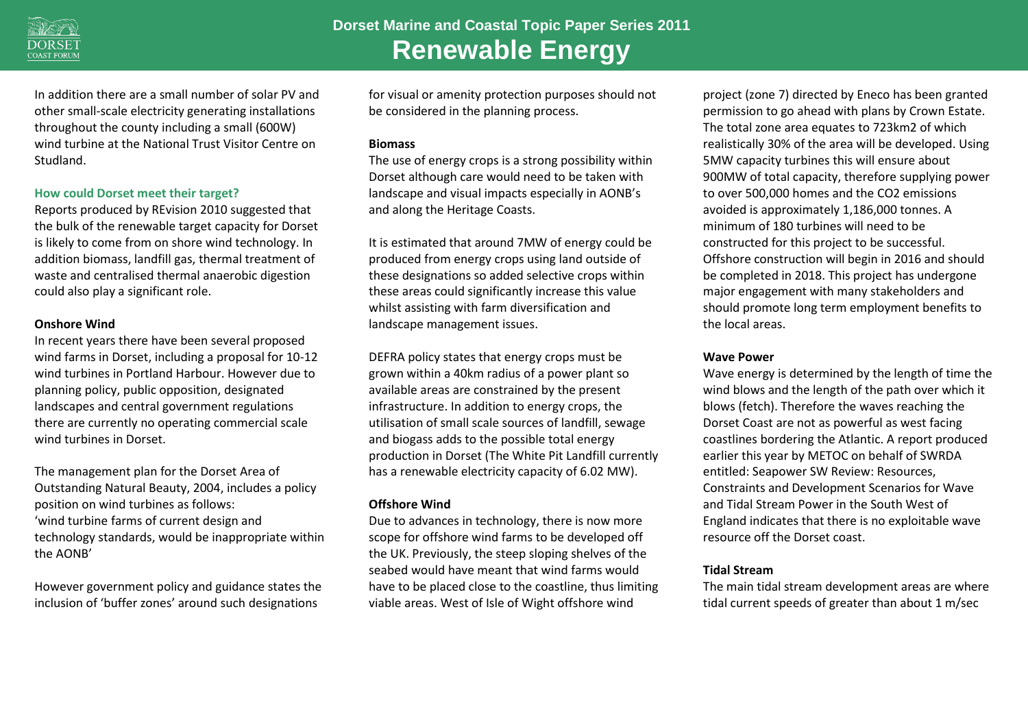In addition there are a small number of solar PV and other small-scale electricity generating installations throughout the county including a small (600W) wind turbine at the National Trust Visitor Centre on Studland.

### How could Dorset meet their target?

Reports produced by REvision 2010 suggested that the bulk of the renewable target capacity for Dorset is likely to come from on shore wind technology. In addition biomass, landfill gas, thermal treatment of waste and centralised thermal anaerobic digestion could also play a significant role.

**Onshore Wind**

In recent years there have been several proposed wind farms in Dorset, including a proposal for 10-12 wind turbines in Portland Harbour. However due to planning policy, public opposition, designated landscapes and central government regulations there are currently no operating commercial scale wind turbines in Dorset.

The management plan for the Dorset Area of Outstanding Natural Beauty, 2004, includes a policy position on wind turbines as follows:
'wind turbine farms of current design and technology standards, would be inappropriate within the AONB'

However government policy and guidance states the inclusion of 'buffer zones' around such designations for visual or amenity protection purposes should not be considered in the planning process.

**Biomass**

The use of energy crops is a strong possibility within Dorset although care would need to be taken with landscape and visual impacts especially in AONB's and along the Heritage Coasts.

It is estimated that around 7MW of energy could be produced from energy crops using land outside of these designations so added selective crops within these areas could significantly increase this value whilst assisting with farm diversification and landscape management issues.

DEFRA policy states that energy crops must be grown within a 40km radius of a power plant so available areas are constrained by the present infrastructure. In addition to energy crops, the utilisation of small scale sources of landfill, sewage and biogass adds to the possible total energy production in Dorset (The White Pit Landfill currently has a renewable electricity capacity of 6.02 MW).

**Offshore Wind**

Due to advances in technology, there is now more scope for offshore wind farms to be developed off the UK. Previously, the steep sloping shelves of the seabed would have meant that wind farms would have to be placed close to the coastline, thus limiting viable areas. West of Isle of Wight offshore wind project (zone 7) directed by Eneco has been granted permission to go ahead with plans by Crown Estate. The total zone area equates to 723km2 of which realistically 30% of the area will be developed. Using 5MW capacity turbines this will ensure about 900MW of total capacity, therefore supplying power to over 500,000 homes and the $CO_2$ emissions avoided is approximately 1,186,000 tonnes. A minimum of 180 turbines will need to be constructed for this project to be successful. Offshore construction will begin in 2016 and should be completed in 2018. This project has undergone major engagement with many stakeholders and should promote long term employment benefits to the local areas.

**Wave Power**

Wave energy is determined by the length of time the wind blows and the length of the path over which it blows (fetch). Therefore the waves reaching the Dorset Coast are not as powerful as west facing coastlines bordering the Atlantic. A report produced earlier this year by METOC on behalf of SWRDA entitled: Seapower SW Review: Resources, Constraints and Development Scenarios for Wave and Tidal Stream Power in the South West of England indicates that there is no exploitable wave resource off the Dorset coast.

**Tidal Stream**

The main tidal stream development areas are where tidal current speeds of greater than about 1 m/sec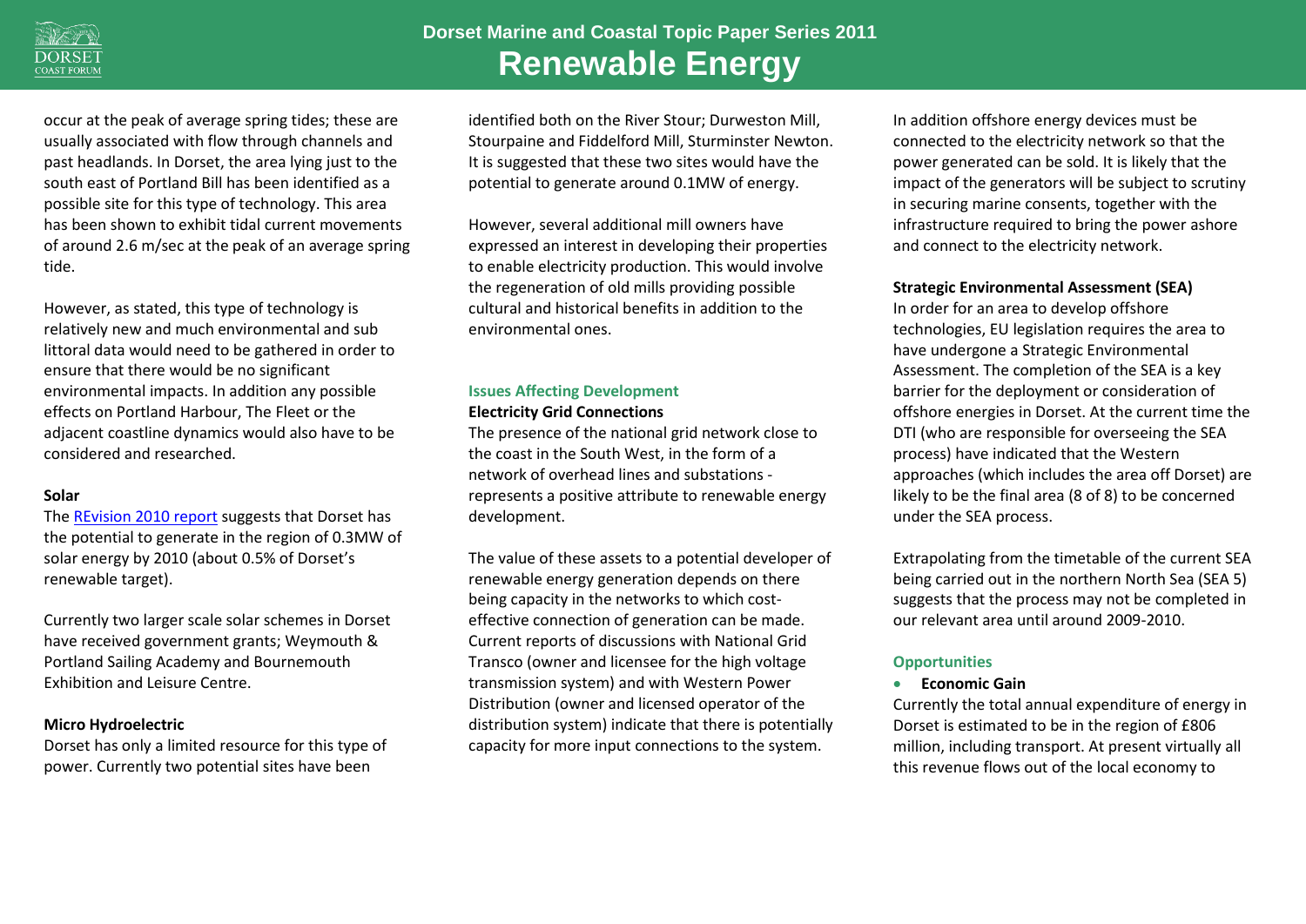occur at the peak of average spring tides; these are usually associated with flow through channels and past headlands. In Dorset, the area lying just to the south east of Portland Bill has been identified as a possible site for this type of technology. This area has been shown to exhibit tidal current movements of around 2.6 m/sec at the peak of an average spring tide.

However, as stated, this type of technology is relatively new and much environmental and sub littoral data would need to be gathered in order to ensure that there would be no significant environmental impacts. In addition any possible effects on Portland Harbour, The Fleet or the adjacent coastline dynamics would also have to be considered and researched.

**Solar**

The [REvision 2010 report] suggests that Dorset has the potential to generate in the region of 0.3MW of solar energy by 2010 (about 0.5% of Dorset's renewable target).

Currently two larger scale solar schemes in Dorset have received government grants; Weymouth & Portland Sailing Academy and Bournemouth Exhibition and Leisure Centre.

**Micro Hydroelectric**

Dorset has only a limited resource for this type of power. Currently two potential sites have been identified both on the River Stour; Durweston Mill, Stourpaine and Fiddelford Mill, Sturminster Newton. It is suggested that these two sites would have the potential to generate around 0.1MW of energy.

However, several additional mill owners have expressed an interest in developing their properties to enable electricity production. This would involve the regeneration of old mills providing possible cultural and historical benefits in addition to the environmental ones.

## Issues Affecting Development

**Electricity Grid Connections**

The presence of the national grid network close to the coast in the South West, in the form of a network of overhead lines and substations - represents a positive attribute to renewable energy development.

The value of these assets to a potential developer of renewable energy generation depends on there being capacity in the networks to which cost-effective connection of generation can be made. Current reports of discussions with National Grid Transco (owner and licensee for the high voltage transmission system) and with Western Power Distribution (owner and licensed operator of the distribution system) indicate that there is potentially capacity for more input connections to the system.

In addition offshore energy devices must be connected to the electricity network so that the power generated can be sold. It is likely that the impact of the generators will be subject to scrutiny in securing marine consents, together with the infrastructure required to bring the power ashore and connect to the electricity network.

**Strategic Environmental Assessment (SEA)**

In order for an area to develop offshore technologies, EU legislation requires the area to have undergone a Strategic Environmental Assessment. The completion of the SEA is a key barrier for the deployment or consideration of offshore energies in Dorset. At the current time the DTI (who are responsible for overseeing the SEA process) have indicated that the Western approaches (which includes the area off Dorset) are likely to be the final area (8 of 8) to be concerned under the SEA process.

Extrapolating from the timetable of the current SEA being carried out in the northern North Sea (SEA 5) suggests that the process may not be completed in our relevant area until around 2009-2010.

## Opportunities

- **Economic Gain**

Currently the total annual expenditure of energy in Dorset is estimated to be in the region of £806 million, including transport. At present virtually all this revenue flows out of the local economy to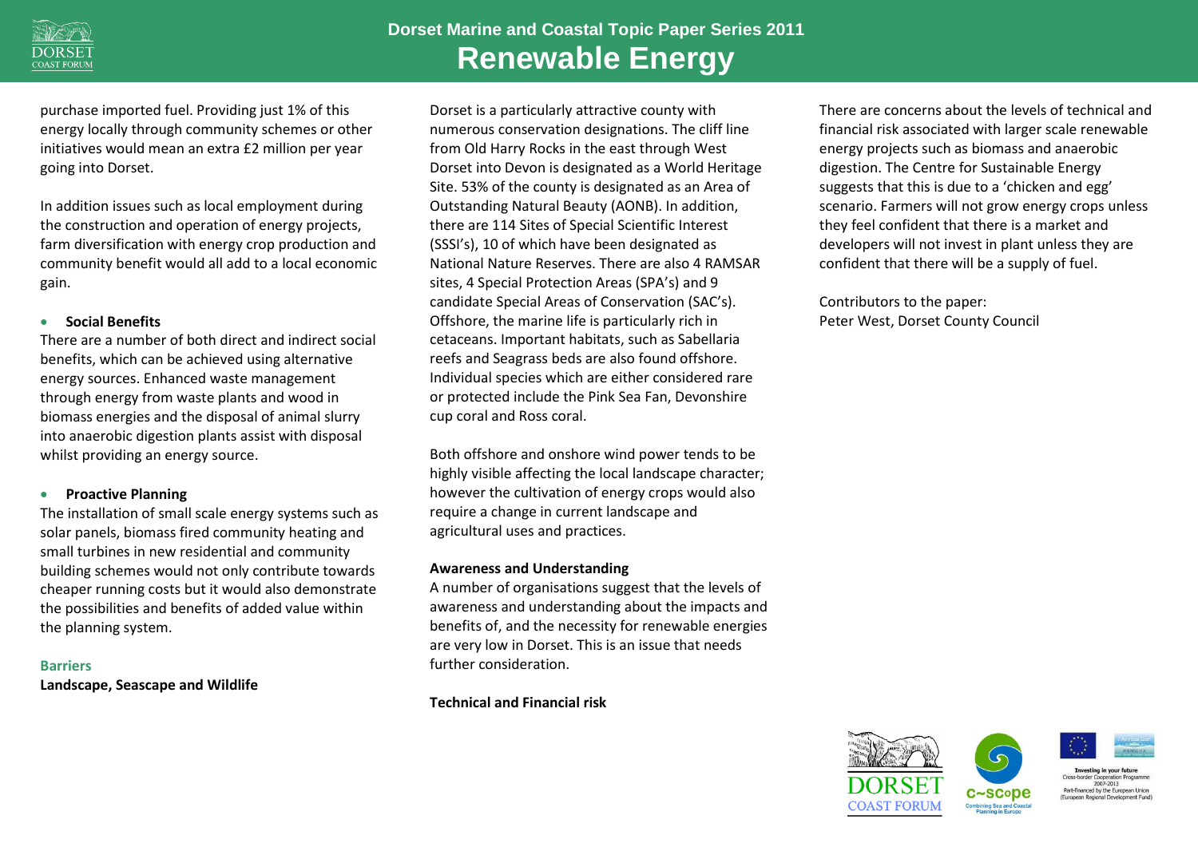purchase imported fuel. Providing just 1% of this energy locally through community schemes or other initiatives would mean an extra £2 million per year going into Dorset.

In addition issues such as local employment during the construction and operation of energy projects, farm diversification with energy crop production and community benefit would all add to a local economic gain.

- **Social Benefits**

There are a number of both direct and indirect social benefits, which can be achieved using alternative energy sources. Enhanced waste management through energy from waste plants and wood in biomass energies and the disposal of animal slurry into anaerobic digestion plants assist with disposal whilst providing an energy source.

- **Proactive Planning**

The installation of small scale energy systems such as solar panels, biomass fired community heating and small turbines in new residential and community building schemes would not only contribute towards cheaper running costs but it would also demonstrate the possibilities and benefits of added value within the planning system.

## Barriers

**Landscape, Seascape and Wildlife**

Dorset is a particularly attractive county with numerous conservation designations. The cliff line from Old Harry Rocks in the east through West Dorset into Devon is designated as a World Heritage Site. 53% of the county is designated as an Area of Outstanding Natural Beauty (AONB). In addition, there are 114 Sites of Special Scientific Interest (SSSI's), 10 of which have been designated as National Nature Reserves. There are also 4 RAMSAR sites, 4 Special Protection Areas (SPA's) and 9 candidate Special Areas of Conservation (SAC's). Offshore, the marine life is particularly rich in cetaceans. Important habitats, such as Sabellaria reefs and Seagrass beds are also found offshore. Individual species which are either considered rare or protected include the Pink Sea Fan, Devonshire cup coral and Ross coral.

Both offshore and onshore wind power tends to be highly visible affecting the local landscape character; however the cultivation of energy crops would also require a change in current landscape and agricultural uses and practices.

**Awareness and Understanding**

A number of organisations suggest that the levels of awareness and understanding about the impacts and benefits of, and the necessity for renewable energies are very low in Dorset. This is an issue that needs further consideration.

**Technical and Financial risk**

There are concerns about the levels of technical and financial risk associated with larger scale renewable energy projects such as biomass and anaerobic digestion. The Centre for Sustainable Energy suggests that this is due to a 'chicken and egg' scenario. Farmers will not grow energy crops unless they feel confident that there is a market and developers will not invest in plant unless they are confident that there will be a supply of fuel.

Contributors to the paper:
Peter West, Dorset County Council